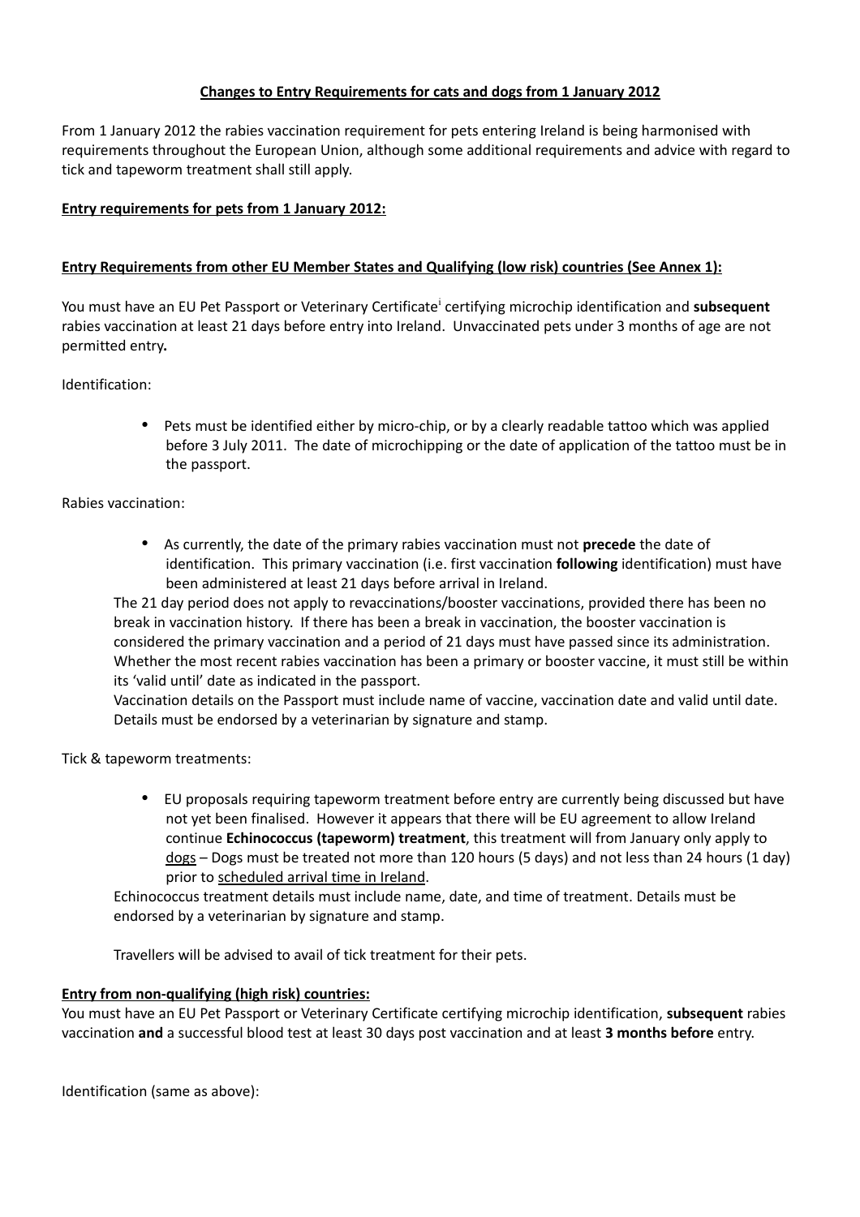**Changes to Entry Requirements for cats and dogs from 1 January 2012**

From 1 January 2012 the rabies vaccination requirement for pets entering Ireland is being harmonised with requirements throughout the European Union, although some additional requirements and advice with regard to tick and tapeworm treatment shall still apply.

**Entry requirements for pets from 1 January 2012:**

**Entry Requirements from other EU Member States and Qualifying (low risk) countries (See Annex 1):**

You must have an EU Pet Passport or Veterinary Certificate[i] certifying microchip identification and **subsequent** rabies vaccination at least 21 days before entry into Ireland. Unvaccinated pets under 3 months of age are not permitted entry**.**

Identification:

- Pets must be identified either by micro-chip, or by a clearly readable tattoo which was applied before 3 July 2011. The date of microchipping or the date of application of the tattoo must be in the passport.

Rabies vaccination:

- As currently, the date of the primary rabies vaccination must not **precede** the date of identification. This primary vaccination (i.e. first vaccination **following** identification) must have been administered at least 21 days before arrival in Ireland.

The 21 day period does not apply to revaccinations/booster vaccinations, provided there has been no break in vaccination history. If there has been a break in vaccination, the booster vaccination is considered the primary vaccination and a period of 21 days must have passed since its administration. Whether the most recent rabies vaccination has been a primary or booster vaccine, it must still be within its 'valid until' date as indicated in the passport.

Vaccination details on the Passport must include name of vaccine, vaccination date and valid until date. Details must be endorsed by a veterinarian by signature and stamp.

Tick & tapeworm treatments:

- EU proposals requiring tapeworm treatment before entry are currently being discussed but have not yet been finalised. However it appears that there will be EU agreement to allow Ireland continue **Echinococcus (tapeworm) treatment**, this treatment will from January only apply to dogs – Dogs must be treated not more than 120 hours (5 days) and not less than 24 hours (1 day) prior to scheduled arrival time in Ireland.

Echinococcus treatment details must include name, date, and time of treatment. Details must be endorsed by a veterinarian by signature and stamp.

Travellers will be advised to avail of tick treatment for their pets.

**Entry from non-qualifying (high risk) countries:**

You must have an EU Pet Passport or Veterinary Certificate certifying microchip identification, **subsequent** rabies vaccination **and** a successful blood test at least 30 days post vaccination and at least **3 months before** entry.

Identification (same as above):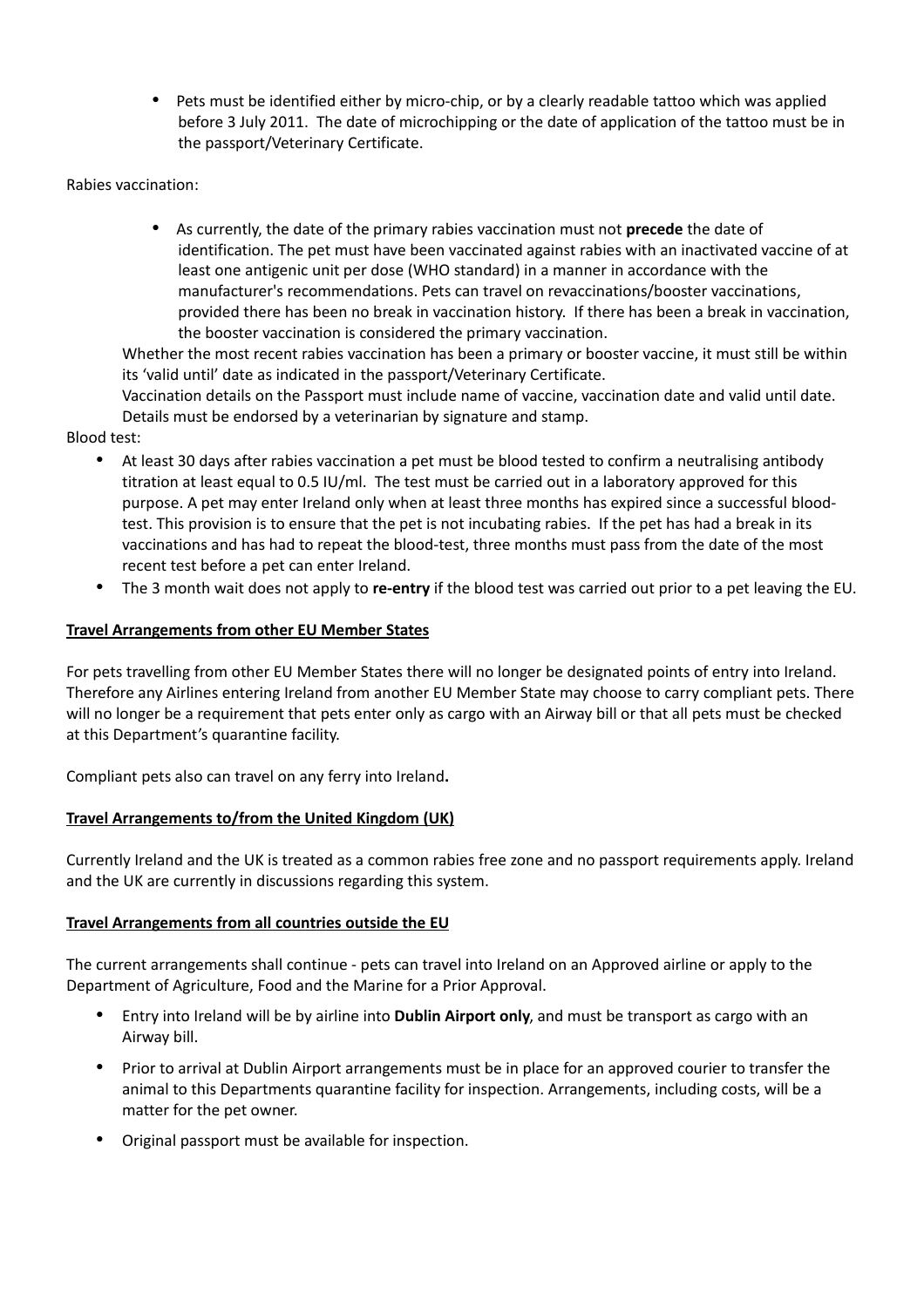- Pets must be identified either by micro-chip, or by a clearly readable tattoo which was applied before 3 July 2011. The date of microchipping or the date of application of the tattoo must be in the passport/Veterinary Certificate.

Rabies vaccination:

- As currently, the date of the primary rabies vaccination must not **precede** the date of identification. The pet must have been vaccinated against rabies with an inactivated vaccine of at least one antigenic unit per dose (WHO standard) in a manner in accordance with the manufacturer's recommendations. Pets can travel on revaccinations/booster vaccinations, provided there has been no break in vaccination history. If there has been a break in vaccination, the booster vaccination is considered the primary vaccination.

Whether the most recent rabies vaccination has been a primary or booster vaccine, it must still be within its 'valid until' date as indicated in the passport/Veterinary Certificate.

Vaccination details on the Passport must include name of vaccine, vaccination date and valid until date. Details must be endorsed by a veterinarian by signature and stamp.

Blood test:

- At least 30 days after rabies vaccination a pet must be blood tested to confirm a neutralising antibody titration at least equal to 0.5 IU/ml. The test must be carried out in a laboratory approved for this purpose. A pet may enter Ireland only when at least three months has expired since a successful blood-test. This provision is to ensure that the pet is not incubating rabies. If the pet has had a break in its vaccinations and has had to repeat the blood-test, three months must pass from the date of the most recent test before a pet can enter Ireland.
- The 3 month wait does not apply to **re-entry** if the blood test was carried out prior to a pet leaving the EU.

**Travel Arrangements from other EU Member States**

For pets travelling from other EU Member States there will no longer be designated points of entry into Ireland. Therefore any Airlines entering Ireland from another EU Member State may choose to carry compliant pets. There will no longer be a requirement that pets enter only as cargo with an Airway bill or that all pets must be checked at this Department's quarantine facility.

Compliant pets also can travel on any ferry into Ireland**.**

**Travel Arrangements to/from the United Kingdom (UK)**

Currently Ireland and the UK is treated as a common rabies free zone and no passport requirements apply. Ireland and the UK are currently in discussions regarding this system.

**Travel Arrangements from all countries outside the EU**

The current arrangements shall continue - pets can travel into Ireland on an Approved airline or apply to the Department of Agriculture, Food and the Marine for a Prior Approval.

- Entry into Ireland will be by airline into **Dublin Airport only**, and must be transport as cargo with an Airway bill.
- Prior to arrival at Dublin Airport arrangements must be in place for an approved courier to transfer the animal to this Departments quarantine facility for inspection. Arrangements, including costs, will be a matter for the pet owner.
- Original passport must be available for inspection.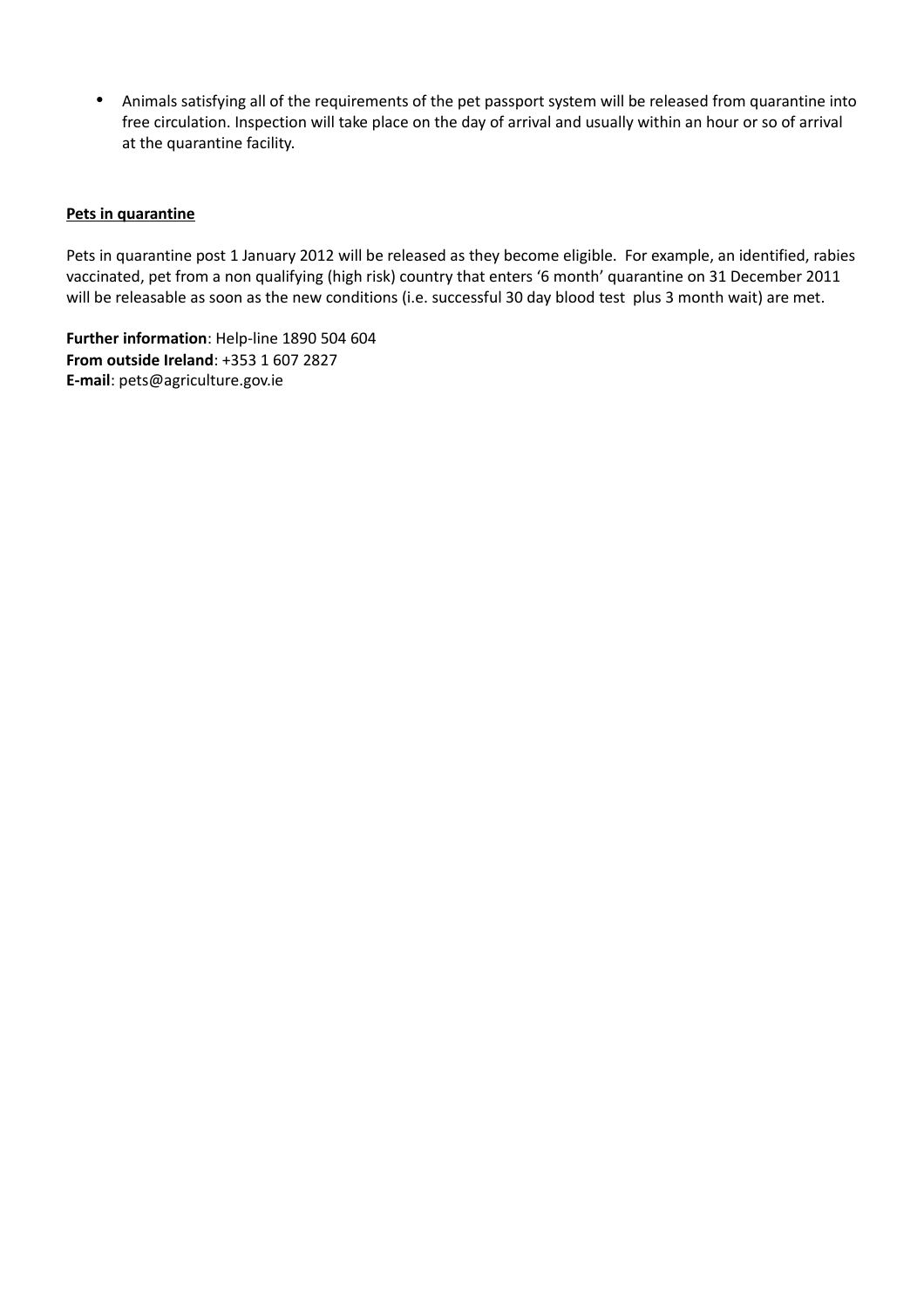- Animals satisfying all of the requirements of the pet passport system will be released from quarantine into free circulation. Inspection will take place on the day of arrival and usually within an hour or so of arrival at the quarantine facility.

**Pets in quarantine**

Pets in quarantine post 1 January 2012 will be released as they become eligible. For example, an identified, rabies vaccinated, pet from a non qualifying (high risk) country that enters '6 month' quarantine on 31 December 2011 will be releasable as soon as the new conditions (i.e. successful 30 day blood test plus 3 month wait) are met.

**Further information**: Help-line 1890 504 604
**From outside Ireland**: +353 1 607 2827
**E-mail**: pets@agriculture.gov.ie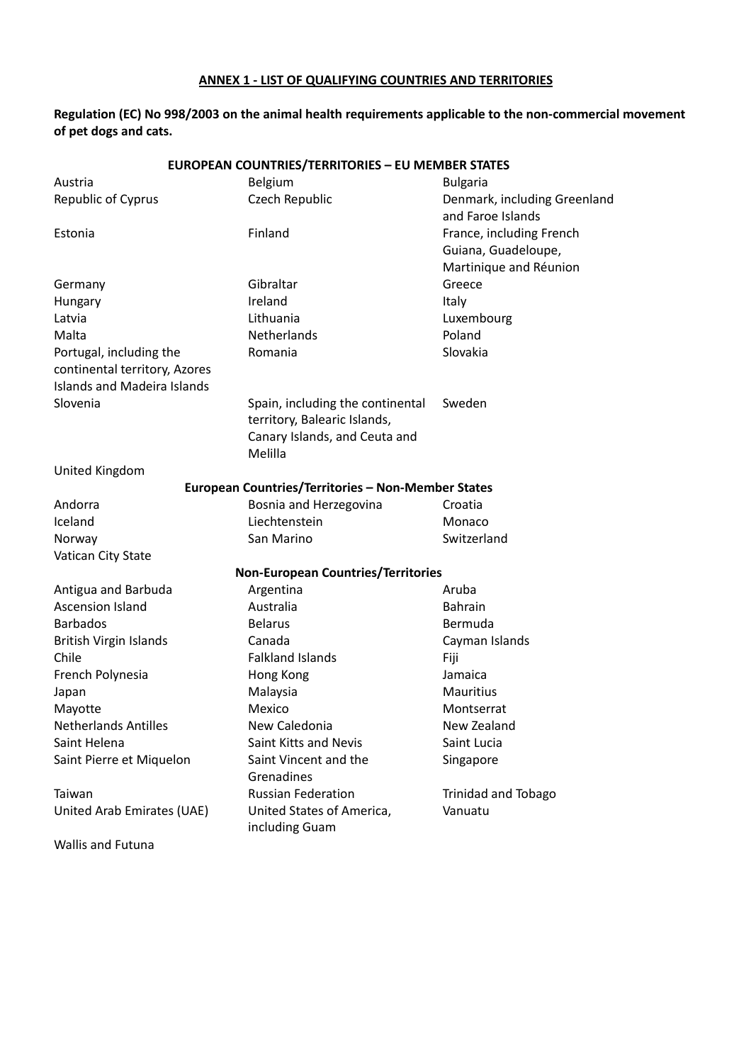**ANNEX 1 - LIST OF QUALIFYING COUNTRIES AND TERRITORIES**

**Regulation (EC) No 998/2003 on the animal health requirements applicable to the non-commercial movement of pet dogs and cats.**

| **EUROPEAN COUNTRIES/TERRITORIES – EU MEMBER STATES** | | |
|---|---|---|
| Austria | Belgium | Bulgaria |
| Republic of Cyprus | Czech Republic | Denmark, including Greenland and Faroe Islands |
| Estonia | Finland | France, including French Guiana, Guadeloupe, Martinique and Réunion |
| Germany | Gibraltar | Greece |
| Hungary | Ireland | Italy |
| Latvia | Lithuania | Luxembourg |
| Malta | Netherlands | Poland |
| Portugal, including the continental territory, Azores Islands and Madeira Islands | Romania | Slovakia |
| Slovenia | Spain, including the continental territory, Balearic Islands, Canary Islands, and Ceuta and Melilla | Sweden |
| United Kingdom | | |
| **European Countries/Territories – Non-Member States** | | |
| Andorra | Bosnia and Herzegovina | Croatia |
| Iceland | Liechtenstein | Monaco |
| Norway | San Marino | Switzerland |
| Vatican City State | | |
| **Non-European Countries/Territories** | | |
| Antigua and Barbuda | Argentina | Aruba |
| Ascension Island | Australia | Bahrain |
| Barbados | Belarus | Bermuda |
| British Virgin Islands | Canada | Cayman Islands |
| Chile | Falkland Islands | Fiji |
| French Polynesia | Hong Kong | Jamaica |
| Japan | Malaysia | Mauritius |
| Mayotte | Mexico | Montserrat |
| Netherlands Antilles | New Caledonia | New Zealand |
| Saint Helena | Saint Kitts and Nevis | Saint Lucia |
| Saint Pierre et Miquelon | Saint Vincent and the Grenadines | Singapore |
| Taiwan | Russian Federation | Trinidad and Tobago |
| United Arab Emirates (UAE) | United States of America, including Guam | Vanuatu |
| Wallis and Futuna | | |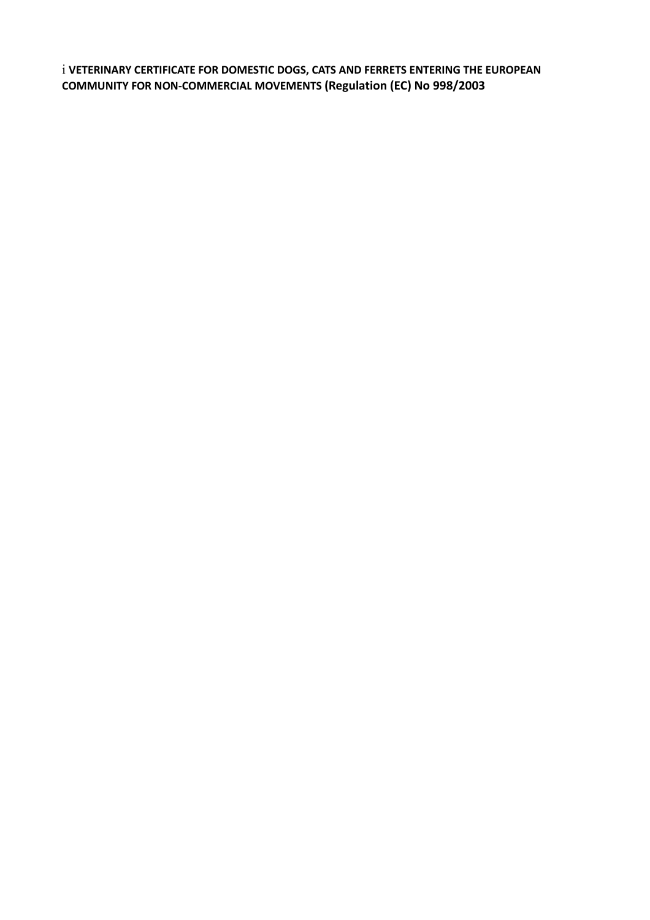i **VETERINARY CERTIFICATE FOR DOMESTIC DOGS, CATS AND FERRETS ENTERING THE EUROPEAN COMMUNITY FOR NON-COMMERCIAL MOVEMENTS (Regulation (EC) No 998/2003**